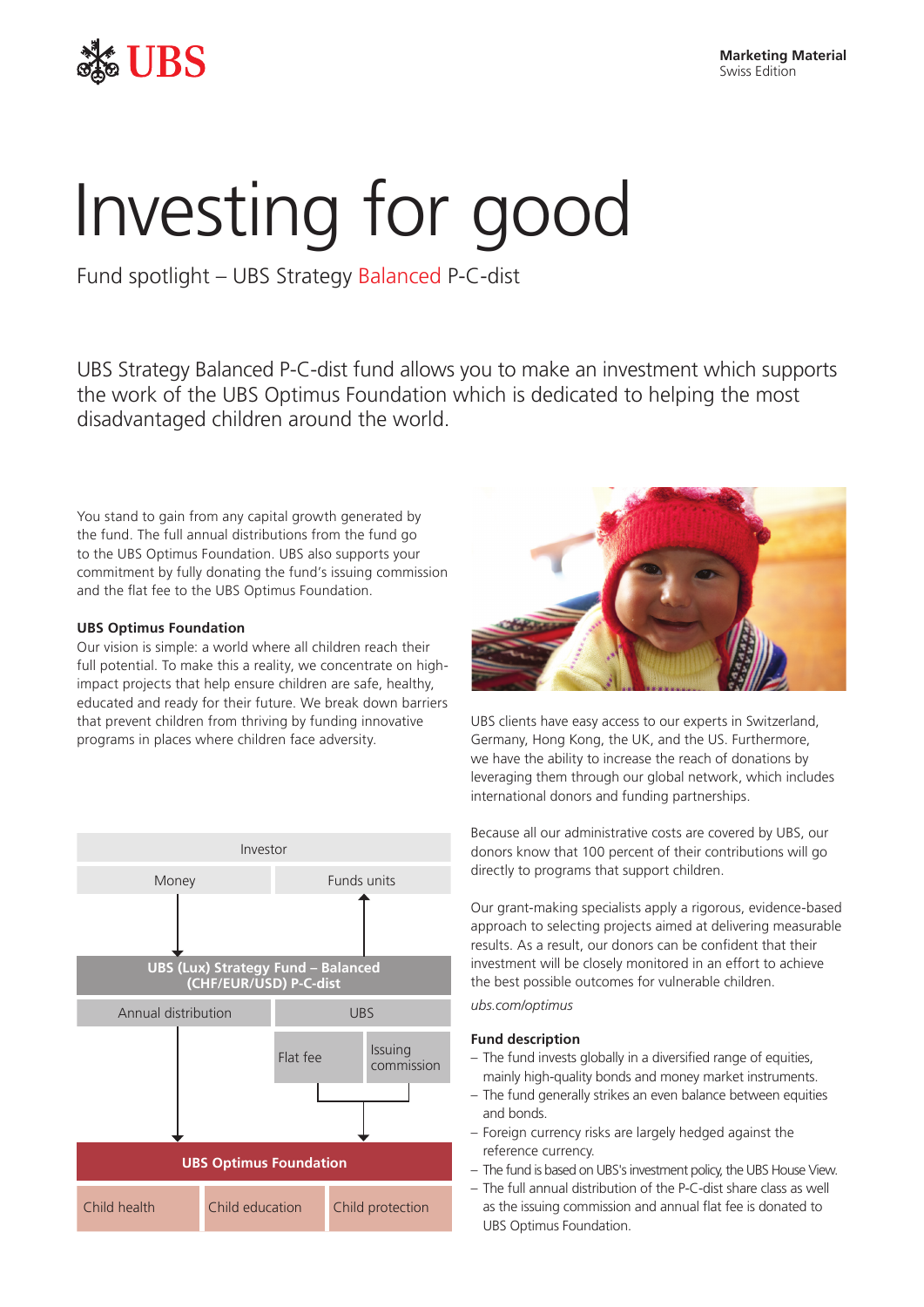Marketing Material
Swiss Edition

# Investing for good

Fund spotlight – UBS Strategy Balanced P-C-dist

UBS Strategy Balanced P-C-dist fund allows you to make an investment which supports the work of the UBS Optimus Foundation which is dedicated to helping the most disadvantaged children around the world.

You stand to gain from any capital growth generated by the fund. The full annual distributions from the fund go to the UBS Optimus Foundation. UBS also supports your commitment by fully donating the fund's issuing commission and the flat fee to the UBS Optimus Foundation.

**UBS Optimus Foundation**

Our vision is simple: a world where all children reach their full potential. To make this a reality, we concentrate on high-impact projects that help ensure children are safe, healthy, educated and ready for their future. We break down barriers that prevent children from thriving by funding innovative programs in places where children face adversity.

Investor

Money → UBS (Lux) Strategy Fund – Balanced (CHF/EUR/USD) P-C-dist → Funds units (to Investor)

Annual distribution → UBS Optimus Foundation

UBS: Flat fee, Issuing commission → UBS Optimus Foundation

**UBS Optimus Foundation**

Child health | Child education | Child protection

UBS clients have easy access to our experts in Switzerland, Germany, Hong Kong, the UK, and the US. Furthermore, we have the ability to increase the reach of donations by leveraging them through our global network, which includes international donors and funding partnerships.

Because all our administrative costs are covered by UBS, our donors know that 100 percent of their contributions will go directly to programs that support children.

Our grant-making specialists apply a rigorous, evidence-based approach to selecting projects aimed at delivering measurable results. As a result, our donors can be confident that their investment will be closely monitored in an effort to achieve the best possible outcomes for vulnerable children.

*ubs.com/optimus*

**Fund description**

- The fund invests globally in a diversified range of equities, mainly high-quality bonds and money market instruments.
- The fund generally strikes an even balance between equities and bonds.
- Foreign currency risks are largely hedged against the reference currency.
- The fund is based on UBS's investment policy, the UBS House View.
- The full annual distribution of the P-C-dist share class as well as the issuing commission and annual flat fee is donated to UBS Optimus Foundation.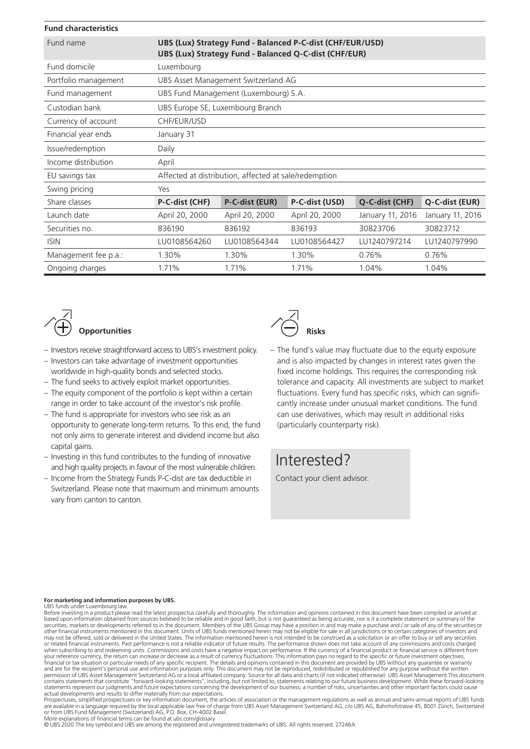**Fund characteristics**

| | | | | | |
|---|---|---|---|---|---|
| Fund name | **UBS (Lux) Strategy Fund - Balanced P-C-dist (CHF/EUR/USD)**<br>**UBS (Lux) Strategy Fund - Balanced Q-C-dist (CHF/EUR)** | | | | |
| Fund domicile | Luxembourg | | | | |
| Portfolio management | UBS Asset Management Switzerland AG | | | | |
| Fund management | UBS Fund Management (Luxembourg) S.A. | | | | |
| Custodian bank | UBS Europe SE, Luxembourg Branch | | | | |
| Currency of account | CHF/EUR/USD | | | | |
| Financial year ends | January 31 | | | | |
| Issue/redemption | Daily | | | | |
| Income distribution | April | | | | |
| EU savings tax | Affected at distribution, affected at sale/redemption | | | | |
| Swing pricing | Yes | | | | |
| Share classes | **P-C-dist (CHF)** | **P-C-dist (EUR)** | **P-C-dist (USD)** | **Q-C-dist (CHF)** | **Q-C-dist (EUR)** |
| Launch date | April 20, 2000 | April 20, 2000 | April 20, 2000 | January 11, 2016 | January 11, 2016 |
| Securities no. | 836190 | 836192 | 836193 | 30823706 | 30823712 |
| ISIN | LU0108564260 | LU0108564344 | LU0108564427 | LU1240797214 | LU1240797990 |
| Management fee p.a.: | 1.30% | 1.30% | 1.30% | 0.76% | 0.76% |
| Ongoing charges | 1.71% | 1.71% | 1.71% | 1.04% | 1.04% |

**Opportunities**

- Investors receive straightforward access to UBS's investment policy.
- Investors can take advantage of investment opportunities worldwide in high-quality bonds and selected stocks.
- The fund seeks to actively exploit market opportunities.
- The equity component of the portfolio is kept within a certain range in order to take account of the investor's risk profile.
- The fund is appropriate for investors who see risk as an opportunity to generate long-term returns. To this end, the fund not only aims to generate interest and dividend income but also capital gains.
- Investing in this fund contributes to the funding of innovative and high quality projects in favour of the most vulnerable children.
- Income from the Strategy Funds P-C-dist are tax deductible in Switzerland. Please note that maximum and minimum amounts vary from canton to canton.

**Risks**

- The fund's value may fluctuate due to the equity exposure and is also impacted by changes in interest rates given the fixed income holdings. This requires the corresponding risk tolerance and capacity. All investments are subject to market fluctuations. Every fund has specific risks, which can significantly increase under unusual market conditions. The fund can use derivatives, which may result in additional risks (particularly counterparty risk).

## Interested?

Contact your client advisor.

**For marketing and information purposes by UBS.**
UBS funds under Luxembourg law.
Before investing in a product please read the latest prospectus carefully and thoroughly. The information and opinions contained in this document have been compiled or arrived at based upon information obtained from sources believed to be reliable and in good faith, but is not guaranteed as being accurate, nor is it a complete statement or summary of the securities, markets or developments referred to in the document. Members of the UBS Group may have a position in and may make a purchase and / or sale of any of the securities or other financial instruments mentioned in this document. Units of UBS funds mentioned herein may not be eligible for sale in all jurisdictions or to certain categories of investors and may not be offered, sold or delivered in the United States. The information mentioned herein is not intended to be construed as a solicitation or an offer to buy or sell any securities or related financial instruments. Past performance is not a reliable indicator of future results. The performance shown does not take account of any commissions and costs charged when subscribing to and redeeming units. Commissions and costs have a negative impact on performance. If the currency of a financial product or financial service is different from your reference currency, the return can increase or decrease as a result of currency fluctuations. This information pays no regard to the specific or future investment objectives, financial or tax situation or particular needs of any specific recipient. The details and opinions contained in this document are provided by UBS without any guarantee or warranty and are for the recipient's personal use and information purposes only. This document may not be reproduced, redistributed or republished for any purpose without the written permission of UBS Asset Management Switzerland AG or a local affiliated company. Source for all data and charts (if not indicated otherwise): UBS Asset Management This document contains statements that constitute "forward-looking statements", including, but not limited to, statements relating to our future business development. While these forward-looking statements represent our judgments and future expectations concerning the development of our business, a number of risks, uncertainties and other important factors could cause actual developments and results to differ materially from our expectations.
Prospectuses, simplified prospectuses or key information document, the articles of association or the management regulations as well as annual and semi-annual reports of UBS funds are available in a language required by the local applicable law free of charge from UBS Asset Management Switzerland AG, c/o UBS AG, Bahnhofstrasse 45, 8001 Zürich, Switzerland or from UBS Fund Management (Switzerland) AG, P.O. Box, CH-4002 Basel.
More explanations of financial terms can be found at ubs.com/glossary
© UBS 2020 The key symbol and UBS are among the registered and unregistered trademarks of UBS. All rights reserved. 27246A